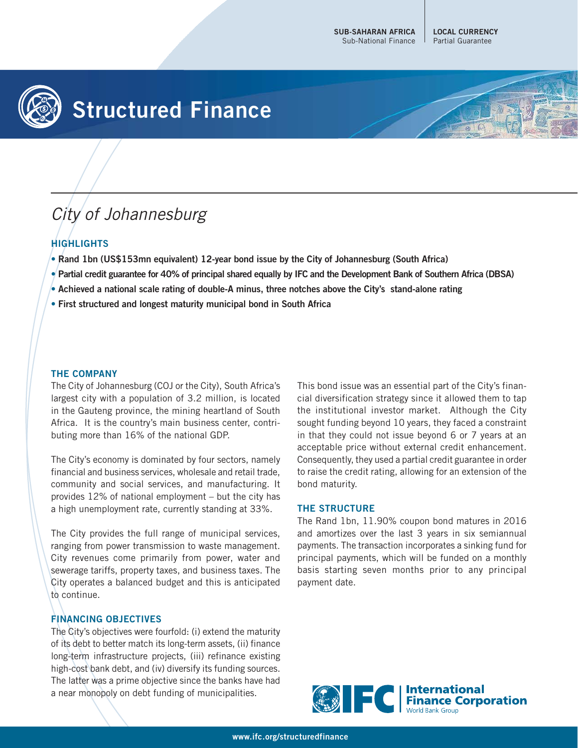SUB-SAHARAN AFRICA
Sub-National Finance

LOCAL CURRENCY
Partial Guarantee

# Structured Finance

## *City of Johannesburg*

### HIGHLIGHTS

- **Rand 1bn (US$153mn equivalent) 12-year bond issue by the City of Johannesburg (South Africa)**
- **Partial credit guarantee for 40% of principal shared equally by IFC and the Development Bank of Southern Africa (DBSA)**
- **Achieved a national scale rating of double-A minus, three notches above the City's stand-alone rating**
- **First structured and longest maturity municipal bond in South Africa**

### THE COMPANY

The City of Johannesburg (COJ or the City), South Africa's largest city with a population of 3.2 million, is located in the Gauteng province, the mining heartland of South Africa. It is the country's main business center, contributing more than 16% of the national GDP.

The City's economy is dominated by four sectors, namely financial and business services, wholesale and retail trade, community and social services, and manufacturing. It provides 12% of national employment – but the city has a high unemployment rate, currently standing at 33%.

The City provides the full range of municipal services, ranging from power transmission to waste management. City revenues come primarily from power, water and sewerage tariffs, property taxes, and business taxes. The City operates a balanced budget and this is anticipated to continue.

### FINANCING OBJECTIVES

The City's objectives were fourfold: (i) extend the maturity of its debt to better match its long-term assets, (ii) finance long-term infrastructure projects, (iii) refinance existing high-cost bank debt, and (iv) diversify its funding sources. The latter was a prime objective since the banks have had a near monopoly on debt funding of municipalities.

This bond issue was an essential part of the City's financial diversification strategy since it allowed them to tap the institutional investor market. Although the City sought funding beyond 10 years, they faced a constraint in that they could not issue beyond 6 or 7 years at an acceptable price without external credit enhancement. Consequently, they used a partial credit guarantee in order to raise the credit rating, allowing for an extension of the bond maturity.

### THE STRUCTURE

The Rand 1bn, 11.90% coupon bond matures in 2016 and amortizes over the last 3 years in six semiannual payments. The transaction incorporates a sinking fund for principal payments, which will be funded on a monthly basis starting seven months prior to any principal payment date.

IFC | International Finance Corporation
World Bank Group

www.ifc.org/structuredfinance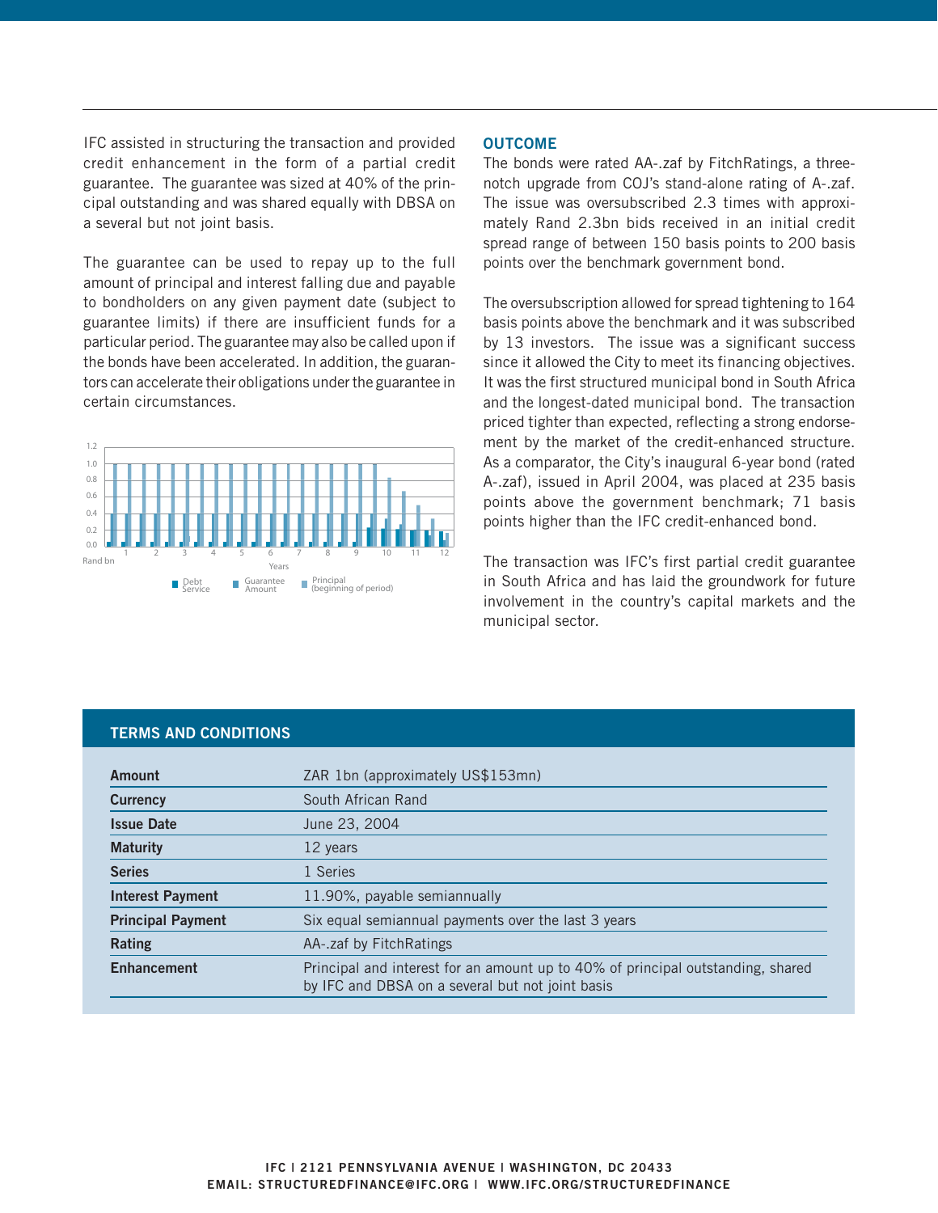IFC assisted in structuring the transaction and provided credit enhancement in the form of a partial credit guarantee. The guarantee was sized at 40% of the principal outstanding and was shared equally with DBSA on a several but not joint basis.

The guarantee can be used to repay up to the full amount of principal and interest falling due and payable to bondholders on any given payment date (subject to guarantee limits) if there are insufficient funds for a particular period. The guarantee may also be called upon if the bonds have been accelerated. In addition, the guarantors can accelerate their obligations under the guarantee in certain circumstances.

1.2
1.0
0.8
0.6
0.4
0.2
0.0
Rand bn
1 2 3 4 5 6 7 8 9 10 11 12
Years
Debt Service
Guarantee Amount
Principal (beginning of period)

## OUTCOME

The bonds were rated AA-.zaf by FitchRatings, a three-notch upgrade from COJ's stand-alone rating of A-.zaf. The issue was oversubscribed 2.3 times with approximately Rand 2.3bn bids received in an initial credit spread range of between 150 basis points to 200 basis points over the benchmark government bond.

The oversubscription allowed for spread tightening to 164 basis points above the benchmark and it was subscribed by 13 investors. The issue was a significant success since it allowed the City to meet its financing objectives. It was the first structured municipal bond in South Africa and the longest-dated municipal bond. The transaction priced tighter than expected, reflecting a strong endorsement by the market of the credit-enhanced structure. As a comparator, the City's inaugural 6-year bond (rated A-.zaf), issued in April 2004, was placed at 235 basis points above the government benchmark; 71 basis points higher than the IFC credit-enhanced bond.

The transaction was IFC's first partial credit guarantee in South Africa and has laid the groundwork for future involvement in the country's capital markets and the municipal sector.

## TERMS AND CONDITIONS

| | |
|---|---|
| **Amount** | ZAR 1bn (approximately US$153mn) |
| **Currency** | South African Rand |
| **Issue Date** | June 23, 2004 |
| **Maturity** | 12 years |
| **Series** | 1 Series |
| **Interest Payment** | 11.90%, payable semiannually |
| **Principal Payment** | Six equal semiannual payments over the last 3 years |
| **Rating** | AA-.zaf by FitchRatings |
| **Enhancement** | Principal and interest for an amount up to 40% of principal outstanding, shared by IFC and DBSA on a several but not joint basis |

IFC | 2121 PENNSYLVANIA AVENUE | WASHINGTON, DC 20433
EMAIL: STRUCTUREDFINANCE@IFC.ORG | WWW.IFC.ORG/STRUCTUREDFINANCE